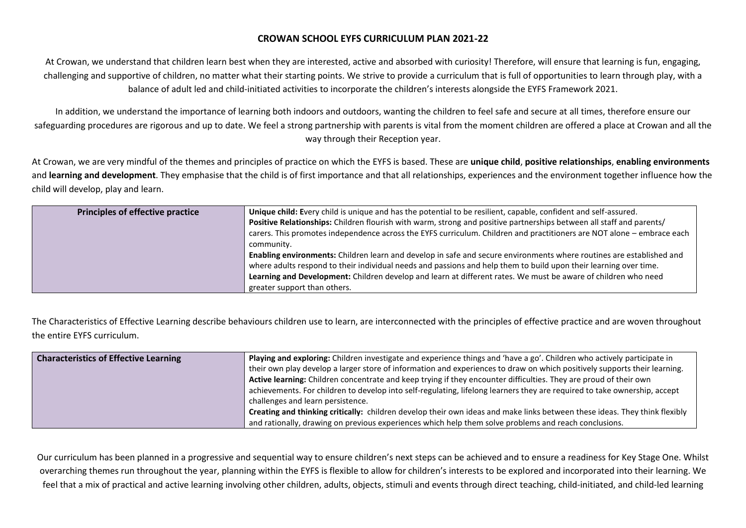# CROWAN SCHOOL EYFS CURRICULUM PLAN 2021-22

At Crowan, we understand that children learn best when they are interested, active and absorbed with curiosity! Therefore, will ensure that learning is fun, engaging, challenging and supportive of children, no matter what their starting points. We strive to provide a curriculum that is full of opportunities to learn through play, with a balance of adult led and child-initiated activities to incorporate the children's interests alongside the EYFS Framework 2021.

In addition, we understand the importance of learning both indoors and outdoors, wanting the children to feel safe and secure at all times, therefore ensure our safeguarding procedures are rigorous and up to date. We feel a strong partnership with parents is vital from the moment children are offered a place at Crowan and all the way through their Reception year.

At Crowan, we are very mindful of the themes and principles of practice on which the EYFS is based. These are **unique child**, **positive relationships**, **enabling environments** and **learning and development**. They emphasise that the child is of first importance and that all relationships, experiences and the environment together influence how the child will develop, play and learn.

| **Principles of effective practice** | **Unique child: E**very child is unique and has the potential to be resilient, capable, confident and self-assured. **Positive Relationships:** Children flourish with warm, strong and positive partnerships between all staff and parents/ carers. This promotes independence across the EYFS curriculum. Children and practitioners are NOT alone – embrace each community. **Enabling environments:** Children learn and develop in safe and secure environments where routines are established and where adults respond to their individual needs and passions and help them to build upon their learning over time. **Learning and Development:** Children develop and learn at different rates. We must be aware of children who need greater support than others. |
|---|---|

The Characteristics of Effective Learning describe behaviours children use to learn, are interconnected with the principles of effective practice and are woven throughout the entire EYFS curriculum.

| **Characteristics of Effective Learning** | **Playing and exploring:** Children investigate and experience things and 'have a go'. Children who actively participate in their own play develop a larger store of information and experiences to draw on which positively supports their learning. **Active learning:** Children concentrate and keep trying if they encounter difficulties. They are proud of their own achievements. For children to develop into self-regulating, lifelong learners they are required to take ownership, accept challenges and learn persistence. **Creating and thinking critically:** children develop their own ideas and make links between these ideas. They think flexibly and rationally, drawing on previous experiences which help them solve problems and reach conclusions. |
|---|---|

Our curriculum has been planned in a progressive and sequential way to ensure children's next steps can be achieved and to ensure a readiness for Key Stage One. Whilst overarching themes run throughout the year, planning within the EYFS is flexible to allow for children's interests to be explored and incorporated into their learning. We feel that a mix of practical and active learning involving other children, adults, objects, stimuli and events through direct teaching, child-initiated, and child-led learning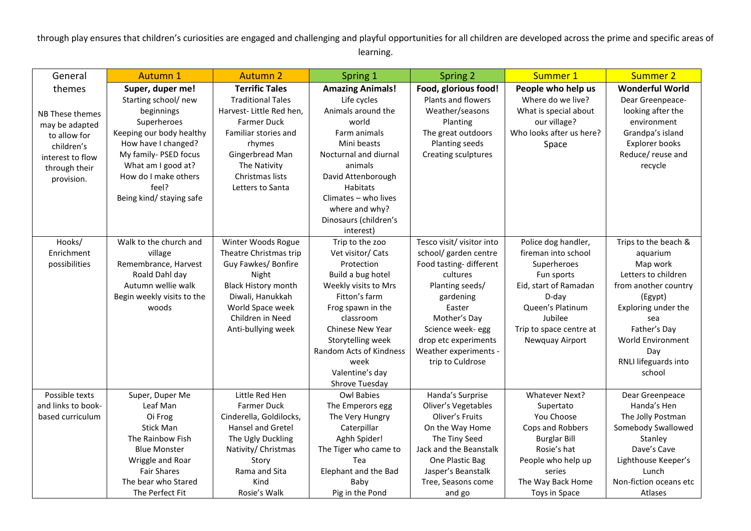through play ensures that children's curiosities are engaged and challenging and playful opportunities for all children are developed across the prime and specific areas of learning.

| General themes | Autumn 1 | Autumn 2 | Spring 1 | Spring 2 | Summer 1 | Summer 2 |
|---|---|---|---|---|---|---|
| NB These themes may be adapted to allow for children's interest to flow through their provision. | **Super, duper me!** Starting school/ new beginnings Superheroes Keeping our body healthy How have I changed? My family- PSED focus What am I good at? How do I make others feel? Being kind/ staying safe | **Terrific Tales** Traditional Tales Harvest- Little Red hen, Farmer Duck Familiar stories and rhymes Gingerbread Man The Nativity Christmas lists Letters to Santa | **Amazing Animals!** Life cycles Animals around the world Farm animals Mini beasts Nocturnal and diurnal animals David Attenborough Habitats Climates – who lives where and why? Dinosaurs (children's interest) | **Food, glorious food!** Plants and flowers Weather/seasons Planting The great outdoors Planting seeds Creating sculptures | **People who help us** Where do we live? What is special about our village? Who looks after us here? Space | **Wonderful World** Dear Greenpeace- looking after the environment Grandpa's island Explorer books Reduce/ reuse and recycle |
| Hooks/ Enrichment possibilities | Walk to the church and village Remembrance, Harvest Roald Dahl day Autumn wellie walk Begin weekly visits to the woods | Winter Woods Rogue Theatre Christmas trip Guy Fawkes/ Bonfire Night Black History month Diwali, Hanukkah World Space week Children in Need Anti-bullying week | Trip to the zoo Vet visitor/ Cats Protection Build a bug hotel Weekly visits to Mrs Fitton's farm Frog spawn in the classroom Chinese New Year Storytelling week Random Acts of Kindness week Valentine's day Shrove Tuesday | Tesco visit/ visitor into school/ garden centre Food tasting- different cultures Planting seeds/ gardening Easter Mother's Day Science week- egg drop etc experiments Weather experiments - trip to Culdrose | Police dog handler, fireman into school Superheroes Fun sports Eid, start of Ramadan D-day Queen's Platinum Jubilee Trip to space centre at Newquay Airport | Trips to the beach & aquarium Map work Letters to children from another country (Egypt) Exploring under the sea Father's Day World Environment Day RNLI lifeguards into school |
| Possible texts and links to book-based curriculum | Super, Duper Me Leaf Man Oi Frog Stick Man The Rainbow Fish Blue Monster Wriggle and Roar Fair Shares The bear who Stared The Perfect Fit | Little Red Hen Farmer Duck Cinderella, Goldilocks, Hansel and Gretel The Ugly Duckling Nativity/ Christmas Story Rama and Sita Kind Rosie's Walk | Owl Babies The Emperors egg The Very Hungry Caterpillar Aghh Spider! The Tiger who came to Tea Elephant and the Bad Baby Pig in the Pond | Handa's Surprise Oliver's Vegetables Oliver's Fruits On the Way Home The Tiny Seed Jack and the Beanstalk One Plastic Bag Jasper's Beanstalk Tree, Seasons come and go | Whatever Next? Supertato You Choose Cops and Robbers Burglar Bill Rosie's hat People who help up series The Way Back Home Toys in Space | Dear Greenpeace Handa's Hen The Jolly Postman Somebody Swallowed Stanley Dave's Cave Lighthouse Keeper's Lunch Non-fiction oceans etc Atlases |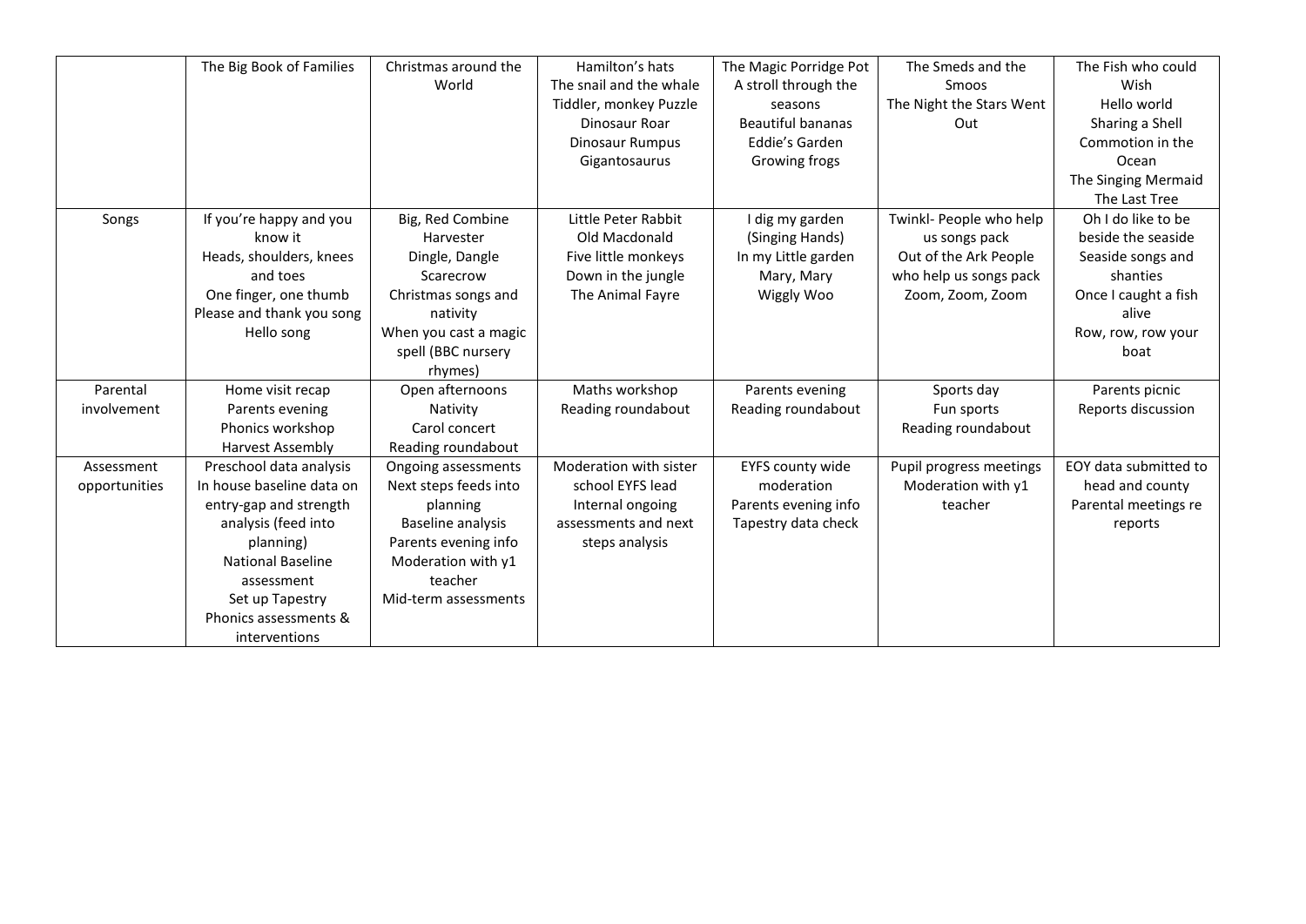| | The Big Book of Families | Christmas around the World | Hamilton's hats<br>The snail and the whale<br>Tiddler, monkey Puzzle<br>Dinosaur Roar<br>Dinosaur Rumpus<br>Gigantosaurus | The Magic Porridge Pot<br>A stroll through the seasons<br>Beautiful bananas<br>Eddie's Garden<br>Growing frogs | The Smeds and the Smoos<br>The Night the Stars Went Out | The Fish who could Wish<br>Hello world<br>Sharing a Shell<br>Commotion in the Ocean<br>The Singing Mermaid<br>The Last Tree |
|---|---|---|---|---|---|---|
| Songs | If you're happy and you know it<br>Heads, shoulders, knees and toes<br>One finger, one thumb<br>Please and thank you song<br>Hello song | Big, Red Combine Harvester<br>Dingle, Dangle Scarecrow<br>Christmas songs and nativity<br>When you cast a magic spell (BBC nursery rhymes) | Little Peter Rabbit<br>Old Macdonald<br>Five little monkeys<br>Down in the jungle<br>The Animal Fayre | I dig my garden (Singing Hands)<br>In my Little garden<br>Mary, Mary<br>Wiggly Woo | Twinkl- People who help us songs pack<br>Out of the Ark People who help us songs pack<br>Zoom, Zoom, Zoom | Oh I do like to be beside the seaside<br>Seaside songs and shanties<br>Once I caught a fish alive<br>Row, row, row your boat |
| Parental involvement | Home visit recap<br>Parents evening<br>Phonics workshop<br>Harvest Assembly | Open afternoons<br>Nativity<br>Carol concert<br>Reading roundabout | Maths workshop<br>Reading roundabout | Parents evening<br>Reading roundabout | Sports day<br>Fun sports<br>Reading roundabout | Parents picnic<br>Reports discussion |
| Assessment opportunities | Preschool data analysis<br>In house baseline data on entry-gap and strength analysis (feed into planning)<br>National Baseline assessment<br>Set up Tapestry<br>Phonics assessments & interventions | Ongoing assessments<br>Next steps feeds into planning<br>Baseline analysis<br>Parents evening info<br>Moderation with y1 teacher<br>Mid-term assessments | Moderation with sister school EYFS lead<br>Internal ongoing assessments and next steps analysis | EYFS county wide moderation<br>Parents evening info<br>Tapestry data check | Pupil progress meetings<br>Moderation with y1 teacher | EOY data submitted to head and county<br>Parental meetings re reports |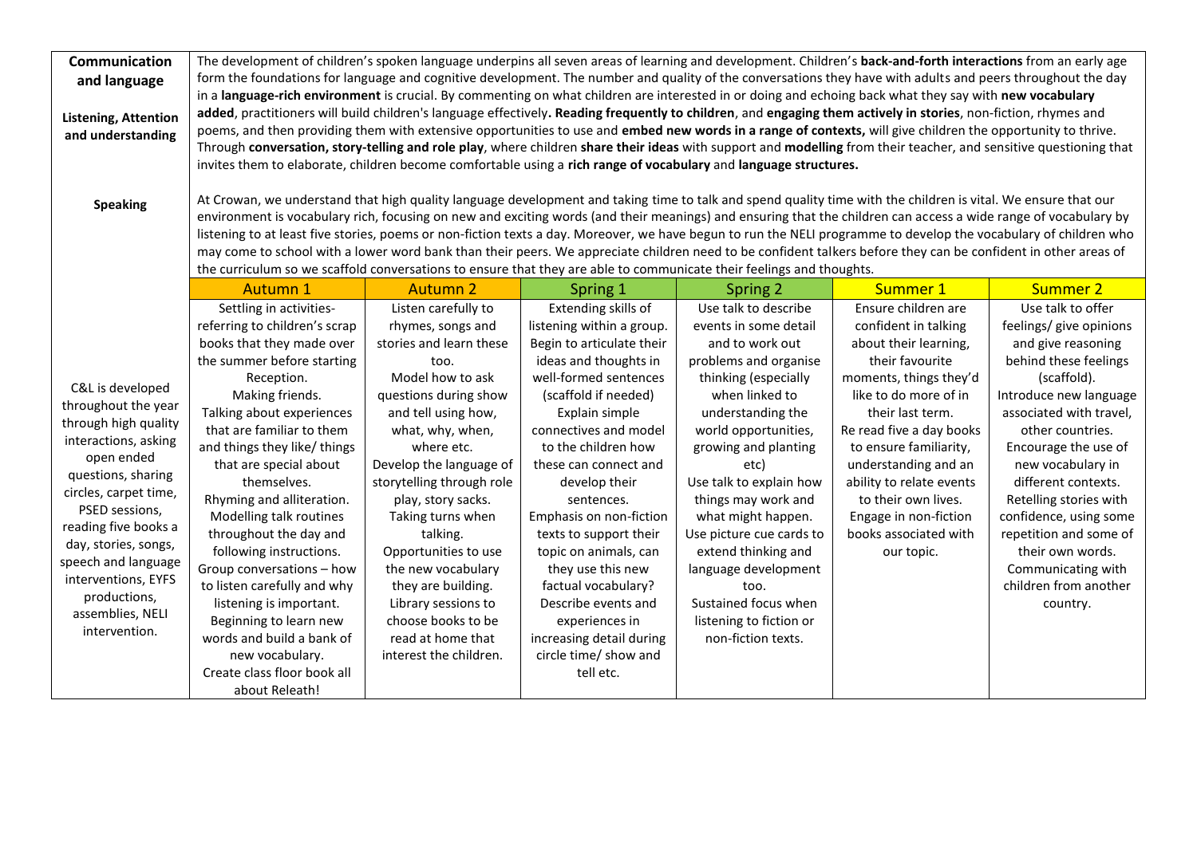| Communication and language<br><br>Listening, Attention and understanding<br><br>Speaking | The development of children's spoken language underpins all seven areas of learning and development. Children's **back-and-forth interactions** from an early age form the foundations for language and cognitive development. The number and quality of the conversations they have with adults and peers throughout the day in a **language-rich environment** is crucial. By commenting on what children are interested in or doing and echoing back what they say with **new vocabulary added**, practitioners will build children's language effectively**. Reading frequently to children**, and **engaging them actively in stories**, non-fiction, rhymes and poems, and then providing them with extensive opportunities to use and **embed new words in a range of contexts,** will give children the opportunity to thrive. Through **conversation, story-telling and role play**, where children **share their ideas** with support and **modelling** from their teacher, and sensitive questioning that invites them to elaborate, children become comfortable using a **rich range of vocabulary** and **language structures.**<br><br>At Crowan, we understand that high quality language development and taking time to talk and spend quality time with the children is vital. We ensure that our environment is vocabulary rich, focusing on new and exciting words (and their meanings) and ensuring that the children can access a wide range of vocabulary by listening to at least five stories, poems or non-fiction texts a day. Moreover, we have begun to run the NELI programme to develop the vocabulary of children who may come to school with a lower word bank than their peers. We appreciate children need to be confident talkers before they can be confident in other areas of the curriculum so we scaffold conversations to ensure that they are able to communicate their feelings and thoughts. | | | | | |
|---|---|---|---|---|---|---|
| | **Autumn 1** | **Autumn 2** | **Spring 1** | **Spring 2** | **Summer 1** | **Summer 2** |
| C&L is developed throughout the year through high quality interactions, asking open ended questions, sharing circles, carpet time, PSED sessions, reading five books a day, stories, songs, speech and language interventions, EYFS productions, assemblies, NELI intervention. | Settling in activities- referring to children's scrap books that they made over the summer before starting Reception.<br>Making friends.<br>Talking about experiences that are familiar to them and things they like/ things that are special about themselves.<br>Rhyming and alliteration.<br>Modelling talk routines throughout the day and following instructions.<br>Group conversations – how to listen carefully and why listening is important.<br>Beginning to learn new words and build a bank of new vocabulary.<br>Create class floor book all about Releath! | Listen carefully to rhymes, songs and stories and learn these too.<br>Model how to ask questions during show and tell using how, what, why, when, where etc.<br>Develop the language of storytelling through role play, story sacks.<br>Taking turns when talking.<br>Opportunities to use the new vocabulary they are building.<br>Library sessions to choose books to be read at home that interest the children. | Extending skills of listening within a group.<br>Begin to articulate their ideas and thoughts in well-formed sentences (scaffold if needed)<br>Explain simple connectives and model to the children how these can connect and develop their sentences.<br>Emphasis on non-fiction texts to support their topic on animals, can they use this new factual vocabulary?<br>Describe events and experiences in increasing detail during circle time/ show and tell etc. | Use talk to describe events in some detail and to work out problems and organise thinking (especially when linked to understanding the world opportunities, growing and planting etc)<br>Use talk to explain how things may work and what might happen.<br>Use picture cue cards to extend thinking and language development too.<br>Sustained focus when listening to fiction or non-fiction texts. | Ensure children are confident in talking about their learning, their favourite moments, things they'd like to do more of in their last term.<br>Re read five a day books to ensure familiarity, understanding and an ability to relate events to their own lives.<br>Engage in non-fiction books associated with our topic. | Use talk to offer feelings/ give opinions and give reasoning behind these feelings (scaffold).<br>Introduce new language associated with travel, other countries.<br>Encourage the use of new vocabulary in different contexts.<br>Retelling stories with confidence, using some repetition and some of their own words.<br>Communicating with children from another country. |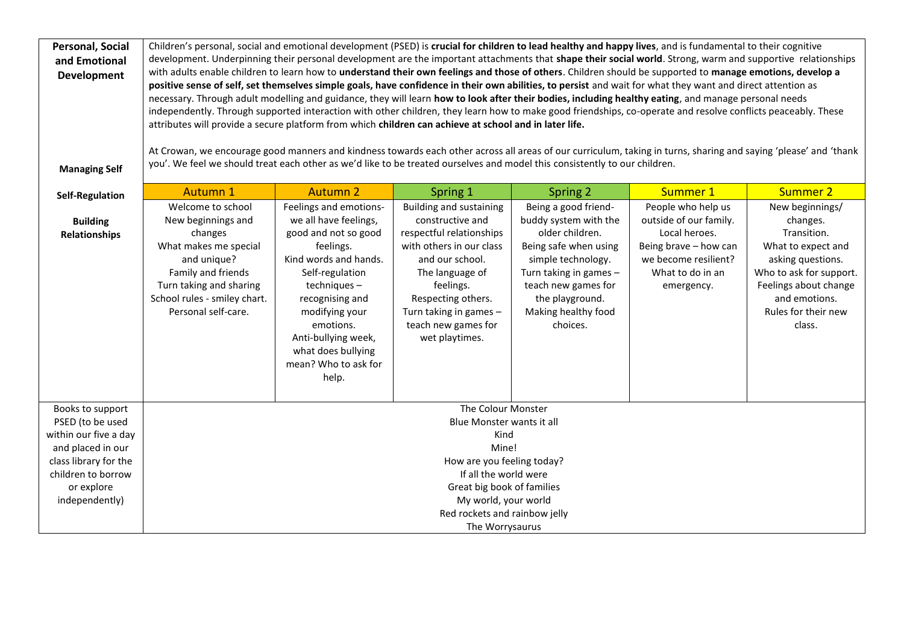| Personal, Social and Emotional Development<br><br>Managing Self<br><br>Self-Regulation<br><br>Building Relationships | Children's personal, social and emotional development (PSED) is **crucial for children to lead healthy and happy lives**, and is fundamental to their cognitive development. Underpinning their personal development are the important attachments that **shape their social world**. Strong, warm and supportive relationships with adults enable children to learn how to **understand their own feelings and those of others**. Children should be supported to **manage emotions, develop a positive sense of self, set themselves simple goals, have confidence in their own abilities, to persist** and wait for what they want and direct attention as necessary. Through adult modelling and guidance, they will learn **how to look after their bodies, including healthy eating**, and manage personal needs independently. Through supported interaction with other children, they learn how to make good friendships, co-operate and resolve conflicts peaceably. These attributes will provide a secure platform from which **children can achieve at school and in later life.**<br><br>At Crowan, we encourage good manners and kindness towards each other across all areas of our curriculum, taking in turns, sharing and saying 'please' and 'thank you'. We feel we should treat each other as we'd like to be treated ourselves and model this consistently to our children. | | | | | |
|---|---|---|---|---|---|---|
| | **Autumn 1** | **Autumn 2** | **Spring 1** | **Spring 2** | **Summer 1** | **Summer 2** |
| | Welcome to school<br>New beginnings and changes<br>What makes me special and unique?<br>Family and friends<br>Turn taking and sharing<br>School rules - smiley chart.<br>Personal self-care. | Feelings and emotions- we all have feelings, good and not so good feelings.<br>Kind words and hands.<br>Self-regulation techniques – recognising and modifying your emotions.<br>Anti-bullying week, what does bullying mean? Who to ask for help. | Building and sustaining constructive and respectful relationships with others in our class and our school.<br>The language of feelings.<br>Respecting others.<br>Turn taking in games – teach new games for wet playtimes. | Being a good friend- buddy system with the older children.<br>Being safe when using simple technology.<br>Turn taking in games – teach new games for the playground.<br>Making healthy food choices. | People who help us outside of our family.<br>Local heroes.<br>Being brave – how can we become resilient?<br>What to do in an emergency. | New beginnings/ changes.<br>Transition.<br>What to expect and asking questions.<br>Who to ask for support.<br>Feelings about change and emotions.<br>Rules for their new class. |
| Books to support PSED (to be used within our five a day and placed in our class library for the children to borrow or explore independently) | The Colour Monster<br>Blue Monster wants it all<br>Kind<br>Mine!<br>How are you feeling today?<br>If all the world were<br>Great big book of families<br>My world, your world<br>Red rockets and rainbow jelly<br>The Worrysaurus | | | | | |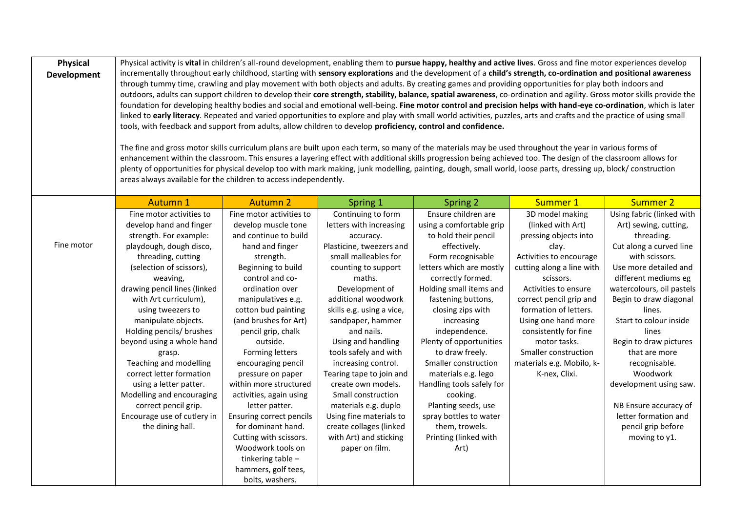| **Physical Development** | Physical activity is **vital** in children's all-round development, enabling them to **pursue happy, healthy and active lives**. Gross and fine motor experiences develop incrementally throughout early childhood, starting with **sensory explorations** and the development of a **child's strength, co-ordination and positional awareness** through tummy time, crawling and play movement with both objects and adults. By creating games and providing opportunities for play both indoors and outdoors, adults can support children to develop their **core strength, stability, balance, spatial awareness**, co-ordination and agility. Gross motor skills provide the foundation for developing healthy bodies and social and emotional well-being. **Fine motor control and precision helps with hand-eye co-ordination**, which is later linked to **early literacy**. Repeated and varied opportunities to explore and play with small world activities, puzzles, arts and crafts and the practice of using small tools, with feedback and support from adults, allow children to develop **proficiency, control and confidence.**<br><br>The fine and gross motor skills curriculum plans are built upon each term, so many of the materials may be used throughout the year in various forms of enhancement within the classroom. This ensures a layering effect with additional skills progression being achieved too. The design of the classroom allows for plenty of opportunities for physical develop too with mark making, junk modelling, painting, dough, small world, loose parts, dressing up, block/ construction areas always available for the children to access independently. | | | | | |
|---|---|---|---|---|---|---|
| | Autumn 1 | Autumn 2 | Spring 1 | Spring 2 | Summer 1 | Summer 2 |
| Fine motor | Fine motor activities to develop hand and finger strength. For example: playdough, dough disco, threading, cutting (selection of scissors), weaving, drawing pencil lines (linked with Art curriculum), using tweezers to manipulate objects.<br>Holding pencils/ brushes beyond using a whole hand grasp.<br>Teaching and modelling correct letter formation using a letter patter.<br>Modelling and encouraging correct pencil grip.<br>Encourage use of cutlery in the dining hall. | Fine motor activities to develop muscle tone and continue to build hand and finger strength.<br>Beginning to build control and co-ordination over manipulatives e.g. cotton bud painting (and brushes for Art) pencil grip, chalk outside.<br>Forming letters encouraging pencil pressure on paper within more structured activities, again using letter patter.<br>Ensuring correct pencils for dominant hand.<br>Cutting with scissors.<br>Woodwork tools on tinkering table – hammers, golf tees, bolts, washers. | Continuing to form letters with increasing accuracy.<br>Plasticine, tweezers and small malleables for counting to support maths.<br>Development of additional woodwork skills e.g. using a vice, sandpaper, hammer and nails.<br>Using and handling tools safely and with increasing control.<br>Tearing tape to join and create own models.<br>Small construction materials e.g. duplo<br>Using fine materials to create collages (linked with Art) and sticking paper on film. | Ensure children are using a comfortable grip to hold their pencil effectively.<br>Form recognisable letters which are mostly correctly formed.<br>Holding small items and fastening buttons, closing zips with increasing independence.<br>Plenty of opportunities to draw freely.<br>Smaller construction materials e.g. lego<br>Handling tools safely for cooking.<br>Planting seeds, use spray bottles to water them, trowels.<br>Printing (linked with Art) | 3D model making (linked with Art) pressing objects into clay.<br>Activities to encourage cutting along a line with scissors.<br>Activities to ensure correct pencil grip and formation of letters.<br>Using one hand more consistently for fine motor tasks.<br>Smaller construction materials e.g. Mobilo, k-K-nex, Clixi. | Using fabric (linked with Art) sewing, cutting, threading.<br>Cut along a curved line with scissors.<br>Use more detailed and different mediums eg watercolours, oil pastels<br>Begin to draw diagonal lines.<br>Start to colour inside lines<br>Begin to draw pictures that are more recognisable.<br>Woodwork development using saw.<br><br>NB Ensure accuracy of letter formation and pencil grip before moving to y1. |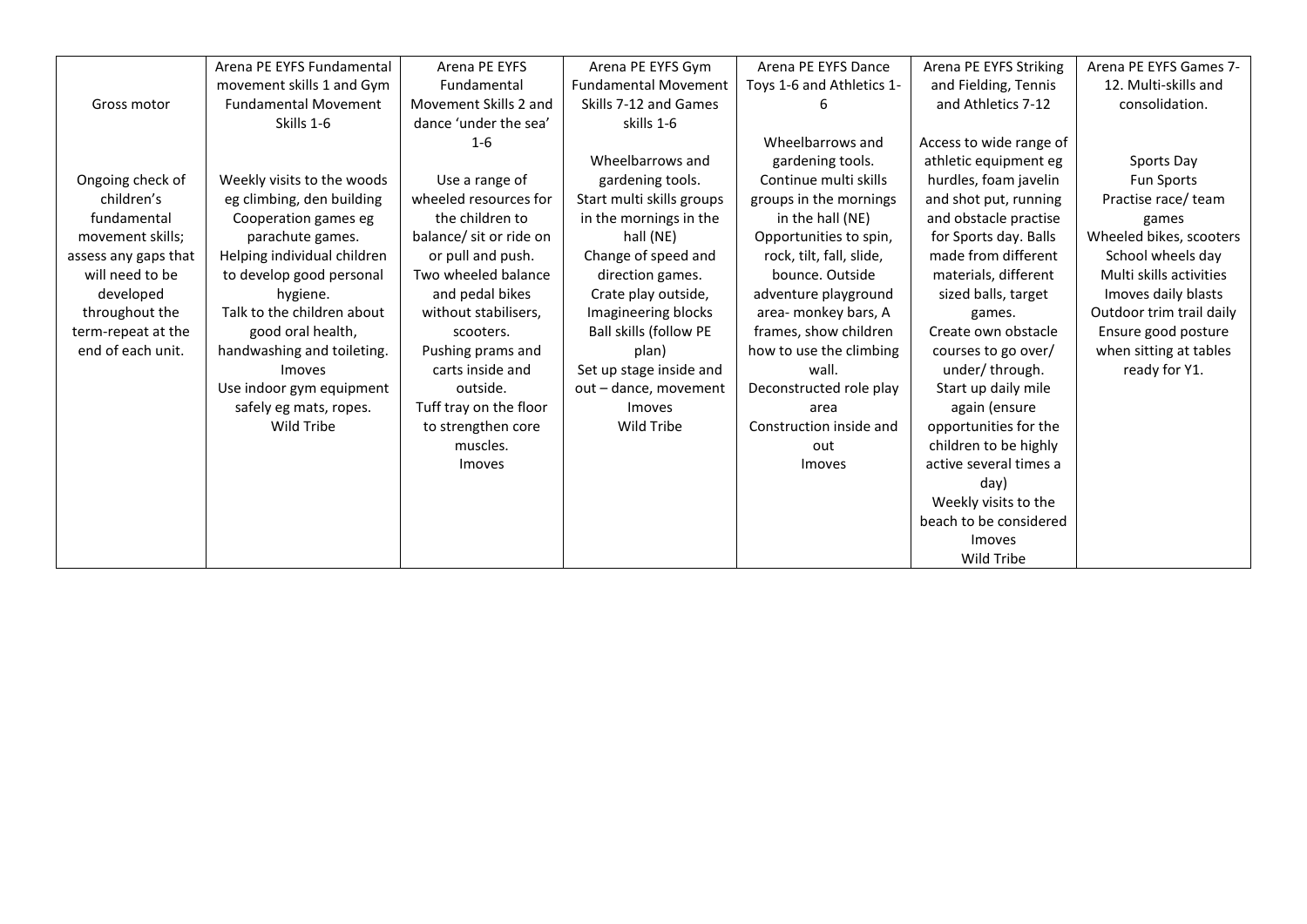| Gross motor | Arena PE EYFS Fundamental movement skills 1 and Gym Fundamental Movement Skills 1-6 | Arena PE EYFS Fundamental Movement Skills 2 and dance 'under the sea' 1-6 | Arena PE EYFS Gym Fundamental Movement Skills 7-12 and Games skills 1-6 | Arena PE EYFS Dance Toys 1-6 and Athletics 1-6 | Arena PE EYFS Striking and Fielding, Tennis and Athletics 7-12 | Arena PE EYFS Games 7-12. Multi-skills and consolidation. |
|---|---|---|---|---|---|---|
| Ongoing check of children's fundamental movement skills; assess any gaps that will need to be developed throughout the term-repeat at the end of each unit. | Weekly visits to the woods eg climbing, den building<br>Cooperation games eg parachute games.<br>Helping individual children to develop good personal hygiene.<br>Talk to the children about good oral health, handwashing and toileting.<br>Imoves<br>Use indoor gym equipment safely eg mats, ropes.<br>Wild Tribe | Use a range of wheeled resources for the children to balance/ sit or ride on or pull and push.<br>Two wheeled balance and pedal bikes without stabilisers, scooters.<br>Pushing prams and carts inside and outside.<br>Tuff tray on the floor to strengthen core muscles.<br>Imoves | Wheelbarrows and gardening tools.<br>Start multi skills groups in the mornings in the hall (NE)<br>Change of speed and direction games.<br>Crate play outside, Imagineering blocks<br>Ball skills (follow PE plan)<br>Set up stage inside and out – dance, movement<br>Imoves<br>Wild Tribe | Wheelbarrows and gardening tools.<br>Continue multi skills groups in the mornings in the hall (NE)<br>Opportunities to spin, rock, tilt, fall, slide, bounce. Outside adventure playground area- monkey bars, A frames, show children how to use the climbing wall.<br>Deconstructed role play area<br>Construction inside and out<br>Imoves | Access to wide range of athletic equipment eg hurdles, foam javelin and shot put, running and obstacle practise for Sports day. Balls made from different materials, different sized balls, target games.<br>Create own obstacle courses to go over/ under/ through.<br>Start up daily mile again (ensure opportunities for the children to be highly active several times a day)<br>Weekly visits to the beach to be considered<br>Imoves<br>Wild Tribe | Sports Day<br>Fun Sports<br>Practise race/ team games<br>Wheeled bikes, scooters<br>School wheels day<br>Multi skills activities<br>Imoves daily blasts<br>Outdoor trim trail daily<br>Ensure good posture when sitting at tables ready for Y1. |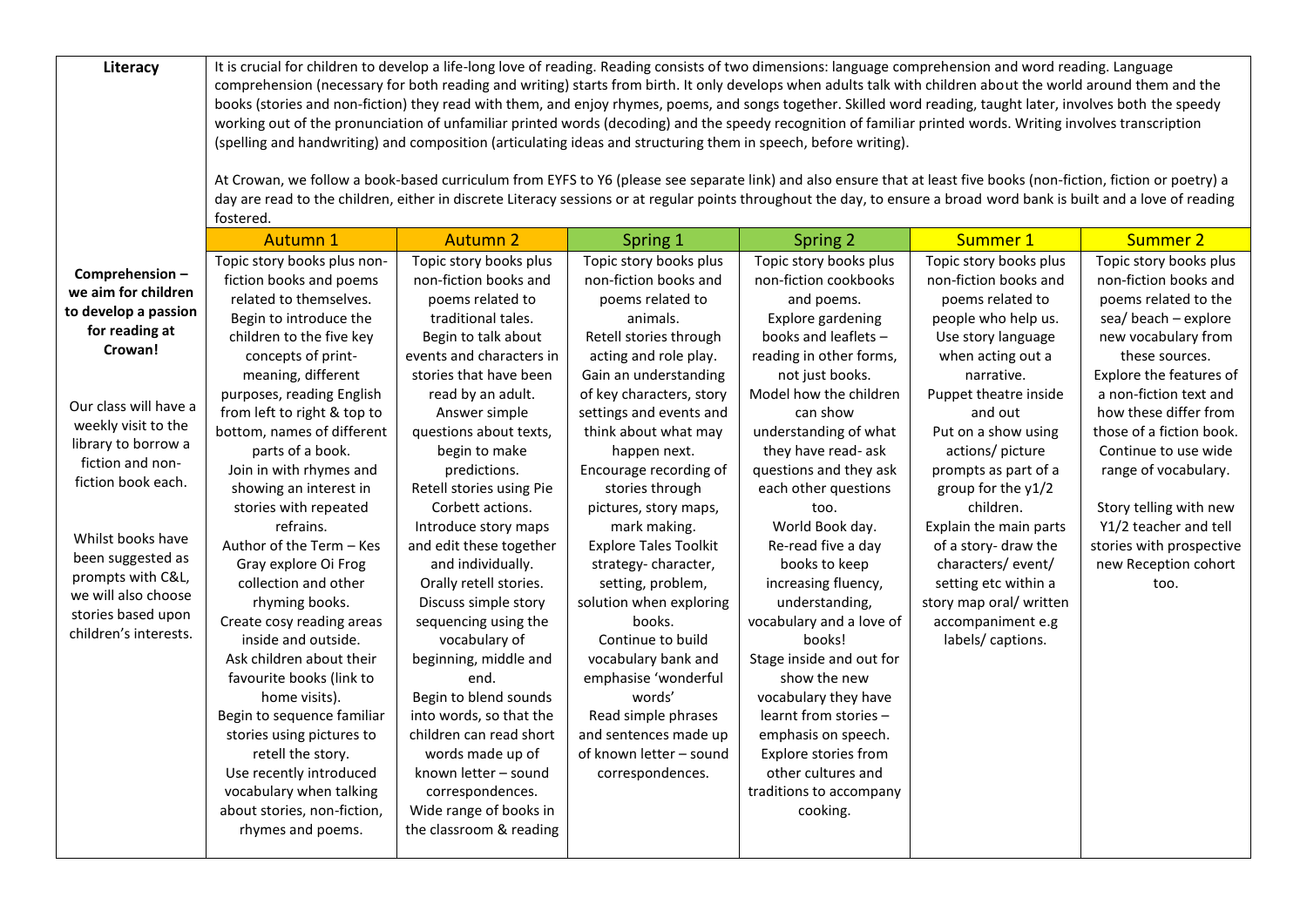| Literacy | It is crucial for children to develop a life-long love of reading. Reading consists of two dimensions: language comprehension and word reading. Language comprehension (necessary for both reading and writing) starts from birth. It only develops when adults talk with children about the world around them and the books (stories and non-fiction) they read with them, and enjoy rhymes, poems, and songs together. Skilled word reading, taught later, involves both the speedy working out of the pronunciation of unfamiliar printed words (decoding) and the speedy recognition of familiar printed words. Writing involves transcription (spelling and handwriting) and composition (articulating ideas and structuring them in speech, before writing).<br><br>At Crowan, we follow a book-based curriculum from EYFS to Y6 (please see separate link) and also ensure that at least five books (non-fiction, fiction or poetry) a day are read to the children, either in discrete Literacy sessions or at regular points throughout the day, to ensure a broad word bank is built and a love of reading fostered. | | | | | |
|---|---|---|---|---|---|---|
| | **Autumn 1** | **Autumn 2** | **Spring 1** | **Spring 2** | **Summer 1** | **Summer 2** |
| **Comprehension – we aim for children to develop a passion for reading at Crowan!**<br><br>Our class will have a weekly visit to the library to borrow a fiction and non-fiction book each.<br><br>Whilst books have been suggested as prompts with C&L, we will also choose stories based upon children's interests. | Topic story books plus non-fiction books and poems related to themselves.<br>Begin to introduce the children to the five key concepts of print- meaning, different purposes, reading English from left to right & top to bottom, names of different parts of a book.<br>Join in with rhymes and showing an interest in stories with repeated refrains.<br>Author of the Term – Kes Gray explore Oi Frog collection and other rhyming books.<br>Create cosy reading areas inside and outside.<br>Ask children about their favourite books (link to home visits).<br>Begin to sequence familiar stories using pictures to retell the story.<br>Use recently introduced vocabulary when talking about stories, non-fiction, rhymes and poems. | Topic story books plus non-fiction books and poems related to traditional tales.<br>Begin to talk about events and characters in stories that have been read by an adult.<br>Answer simple questions about texts, begin to make predictions.<br>Retell stories using Pie Corbett actions.<br>Introduce story maps and edit these together and individually.<br>Orally retell stories.<br>Discuss simple story sequencing using the vocabulary of beginning, middle and end.<br>Begin to blend sounds into words, so that the children can read short words made up of known letter – sound correspondences.<br>Wide range of books in the classroom & reading | Topic story books plus non-fiction books and poems related to animals.<br>Retell stories through acting and role play.<br>Gain an understanding of key characters, story settings and events and think about what may happen next.<br>Encourage recording of stories through pictures, story maps, mark making.<br>Explore Tales Toolkit strategy- character, setting, problem, solution when exploring books.<br>Continue to build vocabulary bank and emphasise 'wonderful words'<br>Read simple phrases and sentences made up of known letter – sound correspondences. | Topic story books plus non-fiction cookbooks and poems.<br>Explore gardening books and leaflets – reading in other forms, not just books.<br>Model how the children can show understanding of what they have read- ask questions and they ask each other questions too.<br>World Book day.<br>Re-read five a day books to keep increasing fluency, understanding, vocabulary and a love of books!<br>Stage inside and out for show the new vocabulary they have learnt from stories – emphasis on speech.<br>Explore stories from other cultures and traditions to accompany cooking. | Topic story books plus non-fiction books and poems related to people who help us.<br>Use story language when acting out a narrative.<br>Puppet theatre inside and out<br>Put on a show using actions/ picture prompts as part of a group for the y1/2 children.<br>Explain the main parts of a story- draw the characters/ event/ setting etc within a story map oral/ written accompaniment e.g labels/ captions. | Topic story books plus non-fiction books and poems related to the sea/ beach – explore new vocabulary from these sources.<br>Explore the features of a non-fiction text and how these differ from those of a fiction book.<br>Continue to use wide range of vocabulary.<br><br>Story telling with new Y1/2 teacher and tell stories with prospective new Reception cohort too. |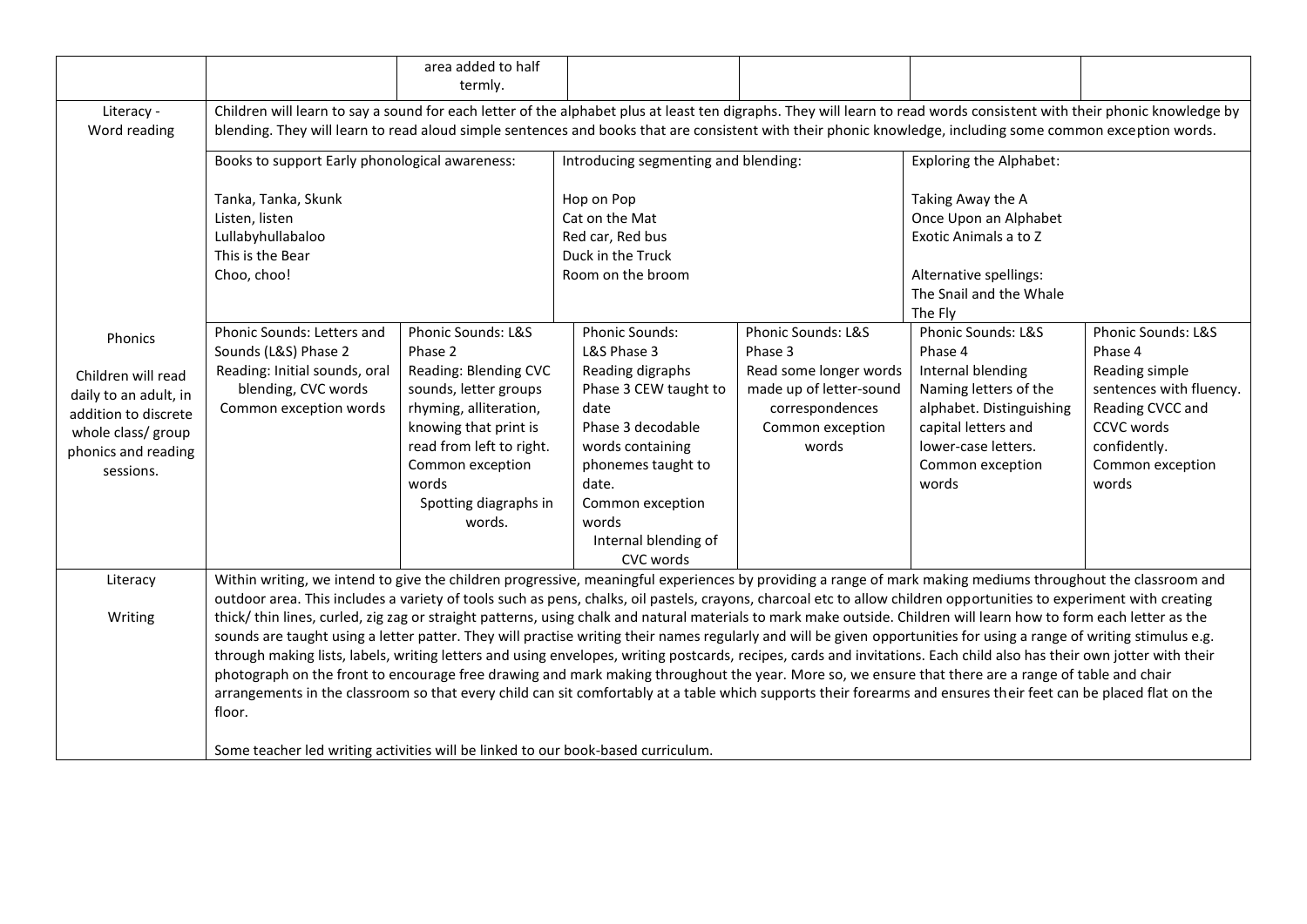| | | | | | | |
|---|---|---|---|---|---|---|
| | | area added to half termly. | | | | |
| Literacy - Word reading | Children will learn to say a sound for each letter of the alphabet plus at least ten digraphs. They will learn to read words consistent with their phonic knowledge by blending. They will learn to read aloud simple sentences and books that are consistent with their phonic knowledge, including some common exception words. | | | | | |
| | Books to support Early phonological awareness:<br><br>Tanka, Tanka, Skunk<br>Listen, listen<br>Lullabyhullabaloo<br>This is the Bear<br>Choo, choo! | | Introducing segmenting and blending:<br><br>Hop on Pop<br>Cat on the Mat<br>Red car, Red bus<br>Duck in the Truck<br>Room on the broom | | Exploring the Alphabet:<br><br>Taking Away the A<br>Once Upon an Alphabet<br>Exotic Animals a to Z<br><br>Alternative spellings:<br>The Snail and the Whale<br>The Fly | |
| Phonics<br><br>Children will read daily to an adult, in addition to discrete whole class/ group phonics and reading sessions. | Phonic Sounds: Letters and Sounds (L&S) Phase 2<br>Reading: Initial sounds, oral blending, CVC words<br>Common exception words | Phonic Sounds: L&S Phase 2<br>Reading: Blending CVC sounds, letter groups rhyming, alliteration, knowing that print is read from left to right.<br>Common exception words<br>Spotting diagraphs in words. | Phonic Sounds: L&S Phase 3<br>Reading digraphs<br>Phase 3 CEW taught to date<br>Phase 3 decodable words containing phonemes taught to date.<br>Common exception words<br>Internal blending of CVC words | Phonic Sounds: L&S Phase 3<br>Read some longer words made up of letter-sound correspondences<br>Common exception words | Phonic Sounds: L&S Phase 4<br>Internal blending<br>Naming letters of the alphabet. Distinguishing capital letters and lower-case letters.<br>Common exception words | Phonic Sounds: L&S Phase 4<br>Reading simple sentences with fluency.<br>Reading CVCC and CCVC words confidently.<br>Common exception words |
| Literacy<br><br>Writing | Within writing, we intend to give the children progressive, meaningful experiences by providing a range of mark making mediums throughout the classroom and outdoor area. This includes a variety of tools such as pens, chalks, oil pastels, crayons, charcoal etc to allow children opportunities to experiment with creating thick/ thin lines, curled, zig zag or straight patterns, using chalk and natural materials to mark make outside. Children will learn how to form each letter as the sounds are taught using a letter patter. They will practise writing their names regularly and will be given opportunities for using a range of writing stimulus e.g. through making lists, labels, writing letters and using envelopes, writing postcards, recipes, cards and invitations. Each child also has their own jotter with their photograph on the front to encourage free drawing and mark making throughout the year. More so, we ensure that there are a range of table and chair arrangements in the classroom so that every child can sit comfortably at a table which supports their forearms and ensures their feet can be placed flat on the floor.<br><br>Some teacher led writing activities will be linked to our book-based curriculum. | | | | | |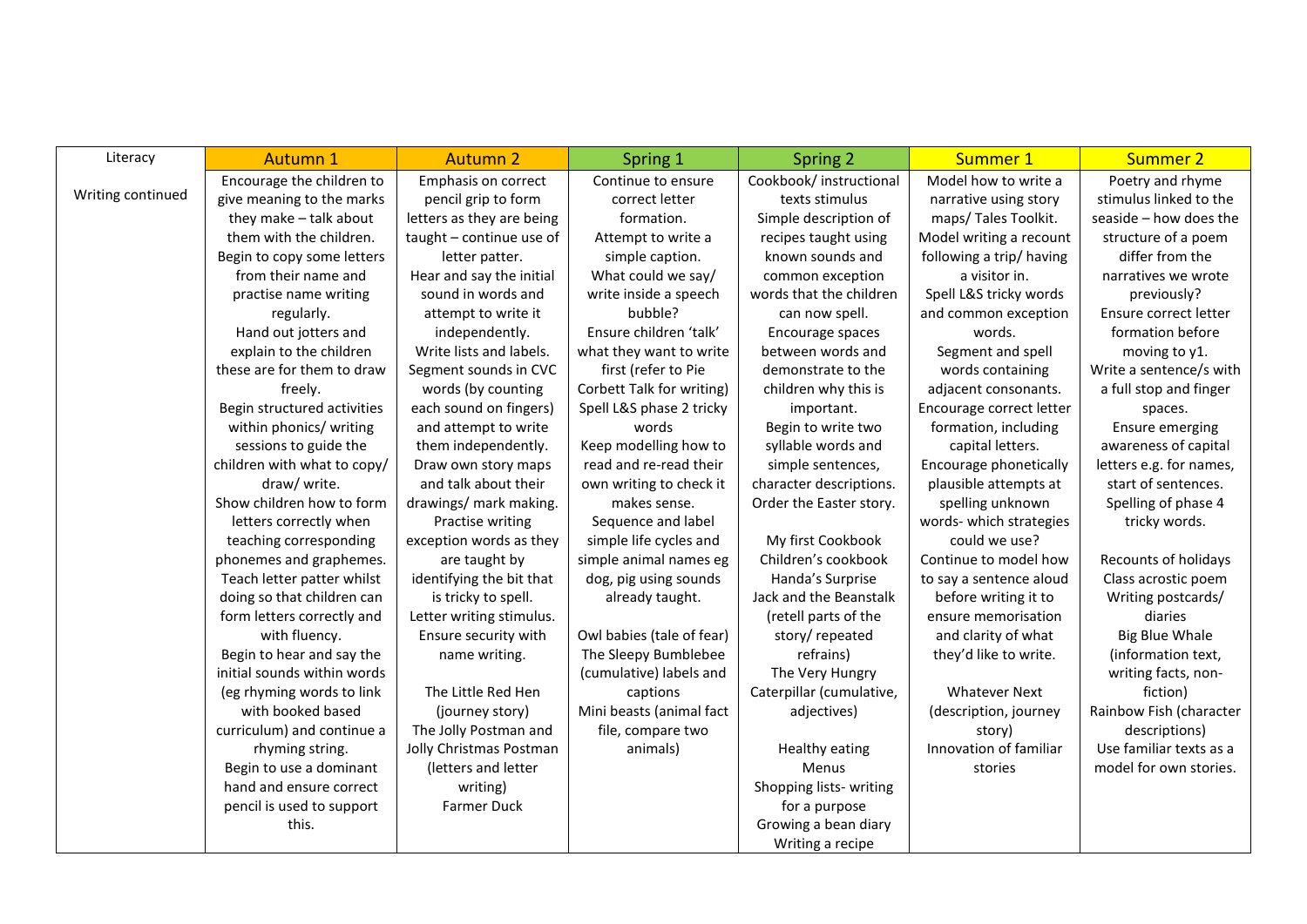| Literacy<br><br>Writing continued | Autumn 1 | Autumn 2 | Spring 1 | Spring 2 | Summer 1 | Summer 2 |
|---|---|---|---|---|---|---|
| | Encourage the children to give meaning to the marks they make – talk about them with the children.<br>Begin to copy some letters from their name and practise name writing regularly.<br>Hand out jotters and explain to the children these are for them to draw freely.<br>Begin structured activities within phonics/ writing sessions to guide the children with what to copy/ draw/ write.<br>Show children how to form letters correctly when teaching corresponding phonemes and graphemes.<br>Teach letter patter whilst doing so that children can form letters correctly and with fluency.<br>Begin to hear and say the initial sounds within words (eg rhyming words to link with booked based curriculum) and continue a rhyming string.<br>Begin to use a dominant hand and ensure correct pencil is used to support this. | Emphasis on correct pencil grip to form letters as they are being taught – continue use of letter patter.<br>Hear and say the initial sound in words and attempt to write it independently.<br>Write lists and labels.<br>Segment sounds in CVC words (by counting each sound on fingers) and attempt to write them independently.<br>Draw own story maps and talk about their drawings/ mark making.<br>Practise writing exception words as they are taught by identifying the bit that is tricky to spell.<br>Letter writing stimulus.<br>Ensure security with name writing.<br><br>The Little Red Hen (journey story)<br>The Jolly Postman and Jolly Christmas Postman (letters and letter writing)<br>Farmer Duck | Continue to ensure correct letter formation.<br>Attempt to write a simple caption.<br>What could we say/ write inside a speech bubble?<br>Ensure children 'talk' what they want to write first (refer to Pie Corbett Talk for writing)<br>Spell L&S phase 2 tricky words<br>Keep modelling how to read and re-read their own writing to check it makes sense.<br>Sequence and label simple life cycles and simple animal names eg dog, pig using sounds already taught.<br><br>Owl babies (tale of fear)<br>The Sleepy Bumblebee (cumulative) labels and captions<br>Mini beasts (animal fact file, compare two animals) | Cookbook/ instructional texts stimulus<br>Simple description of recipes taught using known sounds and common exception words that the children can now spell.<br>Encourage spaces between words and demonstrate to the children why this is important.<br>Begin to write two syllable words and simple sentences, character descriptions.<br>Order the Easter story.<br><br>My first Cookbook<br>Children's cookbook<br>Handa's Surprise<br>Jack and the Beanstalk (retell parts of the story/ repeated refrains)<br>The Very Hungry Caterpillar (cumulative, adjectives)<br><br>Healthy eating<br>Menus<br>Shopping lists- writing for a purpose<br>Growing a bean diary<br>Writing a recipe | Model how to write a narrative using story maps/ Tales Toolkit.<br>Model writing a recount following a trip/ having a visitor in.<br>Spell L&S tricky words and common exception words.<br>Segment and spell words containing adjacent consonants.<br>Encourage correct letter formation, including capital letters.<br>Encourage phonetically plausible attempts at spelling unknown words- which strategies could we use?<br>Continue to model how to say a sentence aloud before writing it to ensure memorisation and clarity of what they'd like to write.<br><br>Whatever Next (description, journey story)<br>Innovation of familiar stories | Poetry and rhyme stimulus linked to the seaside – how does the structure of a poem differ from the narratives we wrote previously?<br>Ensure correct letter formation before moving to y1.<br>Write a sentence/s with a full stop and finger spaces.<br>Ensure emerging awareness of capital letters e.g. for names, start of sentences.<br>Spelling of phase 4 tricky words.<br><br>Recounts of holidays<br>Class acrostic poem<br>Writing postcards/ diaries<br>Big Blue Whale (information text, writing facts, non-fiction)<br>Rainbow Fish (character descriptions)<br>Use familiar texts as a model for own stories. |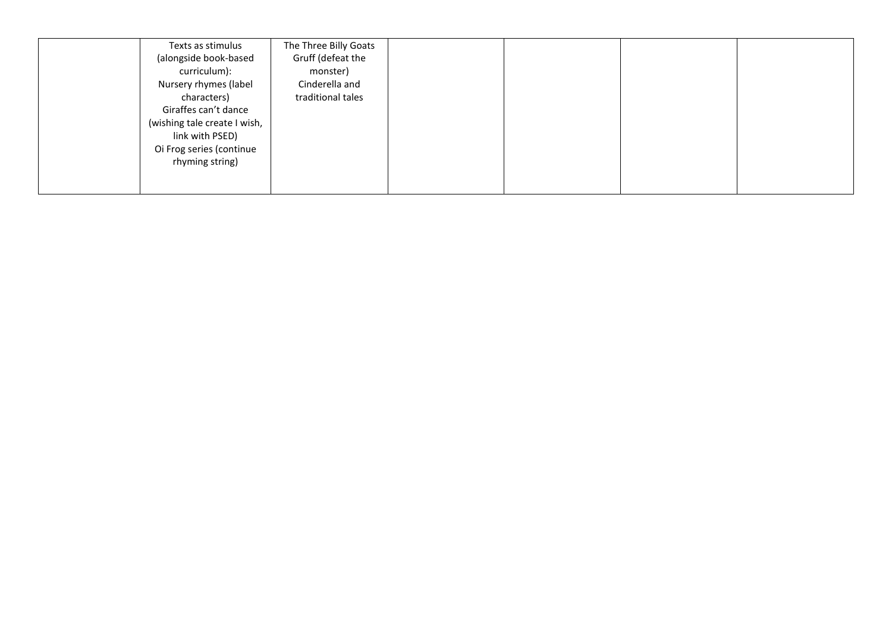|  | Texts as stimulus (alongside book-based curriculum): Nursery rhymes (label characters) Giraffes can't dance (wishing tale create I wish, link with PSED) Oi Frog series (continue rhyming string) | The Three Billy Goats Gruff (defeat the monster) Cinderella and traditional tales |  |  |  |  |
|---|---|---|---|---|---|---|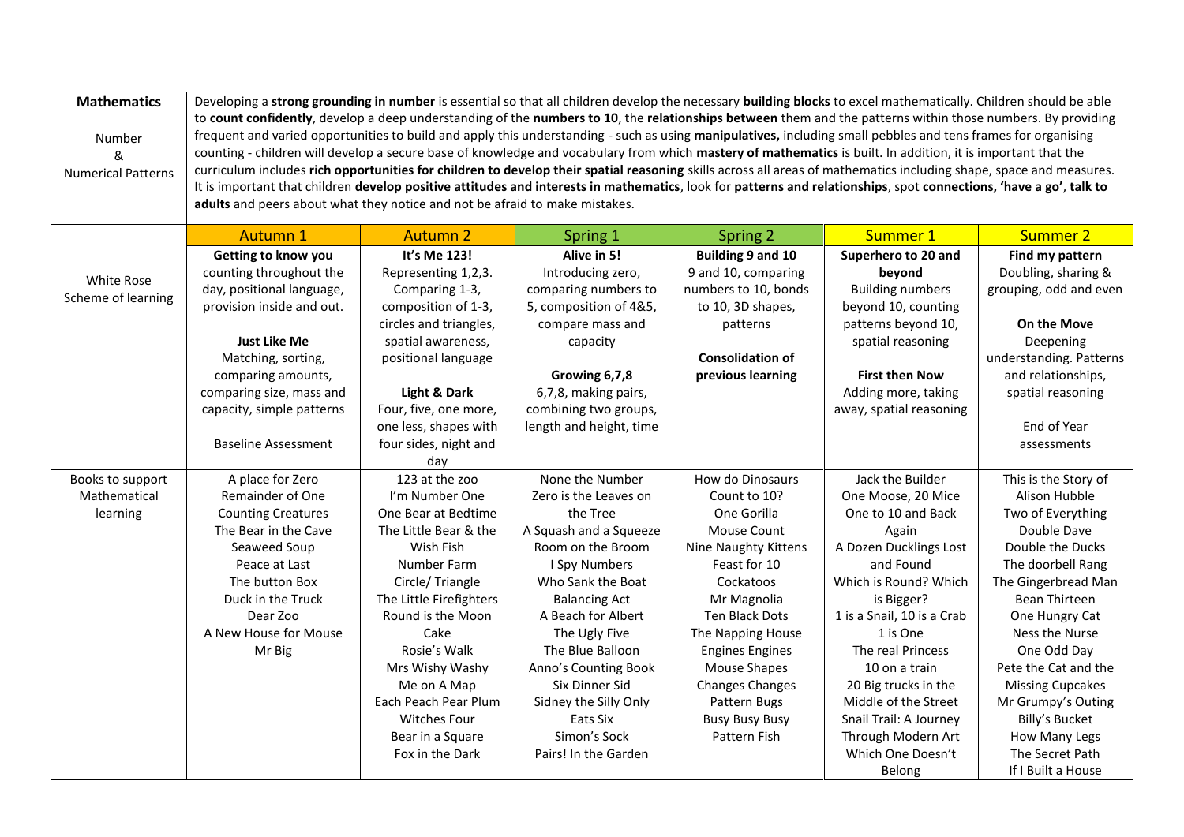| **Mathematics**<br><br>Number<br>&<br>Numerical Patterns | Developing a **strong grounding in number** is essential so that all children develop the necessary **building blocks** to excel mathematically. Children should be able to **count confidently**, develop a deep understanding of the **numbers to 10**, the **relationships between** them and the patterns within those numbers. By providing frequent and varied opportunities to build and apply this understanding - such as using **manipulatives,** including small pebbles and tens frames for organising counting - children will develop a secure base of knowledge and vocabulary from which **mastery of mathematics** is built. In addition, it is important that the curriculum includes **rich opportunities for children to develop their spatial reasoning** skills across all areas of mathematics including shape, space and measures. It is important that children **develop positive attitudes and interests in mathematics**, look for **patterns and relationships**, spot **connections, 'have a go'**, **talk to adults** and peers about what they notice and not be afraid to make mistakes. | | | | | |
|---|---|---|---|---|---|---|
| | Autumn 1 | Autumn 2 | Spring 1 | Spring 2 | Summer 1 | Summer 2 |
| White Rose Scheme of learning | **Getting to know you**<br>counting throughout the day, positional language, provision inside and out.<br><br>**Just Like Me**<br>Matching, sorting, comparing amounts, comparing size, mass and capacity, simple patterns<br><br>Baseline Assessment | **It's Me 123!**<br>Representing 1,2,3. Comparing 1-3, composition of 1-3, circles and triangles, spatial awareness, positional language<br><br>**Light & Dark**<br>Four, five, one more, one less, shapes with four sides, night and day | **Alive in 5!**<br>Introducing zero, comparing numbers to 5, composition of 4&5, compare mass and capacity<br><br>**Growing 6,7,8**<br>6,7,8, making pairs, combining two groups, length and height, time | **Building 9 and 10**<br>9 and 10, comparing numbers to 10, bonds to 10, 3D shapes, patterns<br><br>**Consolidation of previous learning** | **Superhero to 20 and beyond**<br>Building numbers beyond 10, counting patterns beyond 10, spatial reasoning<br><br>**First then Now**<br>Adding more, taking away, spatial reasoning | **Find my pattern**<br>Doubling, sharing & grouping, odd and even<br><br>**On the Move**<br>Deepening understanding. Patterns and relationships, spatial reasoning<br><br>End of Year assessments |
| Books to support Mathematical learning | A place for Zero<br>Remainder of One<br>Counting Creatures<br>The Bear in the Cave<br>Seaweed Soup<br>Peace at Last<br>The button Box<br>Duck in the Truck<br>Dear Zoo<br>A New House for Mouse<br>Mr Big | 123 at the zoo<br>I'm Number One<br>One Bear at Bedtime<br>The Little Bear & the Wish Fish<br>Number Farm<br>Circle/ Triangle<br>The Little Firefighters<br>Round is the Moon<br>Cake<br>Rosie's Walk<br>Mrs Wishy Washy<br>Me on A Map<br>Each Peach Pear Plum<br>Witches Four<br>Bear in a Square<br>Fox in the Dark | None the Number<br>Zero is the Leaves on the Tree<br>A Squash and a Squeeze<br>Room on the Broom<br>I Spy Numbers<br>Who Sank the Boat<br>Balancing Act<br>A Beach for Albert<br>The Ugly Five<br>The Blue Balloon<br>Anno's Counting Book<br>Six Dinner Sid<br>Sidney the Silly Only Eats Six<br>Simon's Sock<br>Pairs! In the Garden | How do Dinosaurs Count to 10?<br>One Gorilla<br>Mouse Count<br>Nine Naughty Kittens<br>Feast for 10<br>Cockatoos<br>Mr Magnolia<br>Ten Black Dots<br>The Napping House<br>Engines Engines<br>Mouse Shapes<br>Changes Changes<br>Pattern Bugs<br>Busy Busy Busy<br>Pattern Fish | Jack the Builder<br>One Moose, 20 Mice<br>One to 10 and Back Again<br>A Dozen Ducklings Lost and Found<br>Which is Round? Which is Bigger?<br>1 is a Snail, 10 is a Crab<br>1 is One<br>The real Princess<br>10 on a train<br>20 Big trucks in the Middle of the Street<br>Snail Trail: A Journey Through Modern Art<br>Which One Doesn't Belong | This is the Story of Alison Hubble<br>Two of Everything<br>Double Dave<br>Double the Ducks<br>The doorbell Rang<br>The Gingerbread Man<br>Bean Thirteen<br>One Hungry Cat<br>Ness the Nurse<br>One Odd Day<br>Pete the Cat and the Missing Cupcakes<br>Mr Grumpy's Outing<br>Billy's Bucket<br>How Many Legs<br>The Secret Path<br>If I Built a House |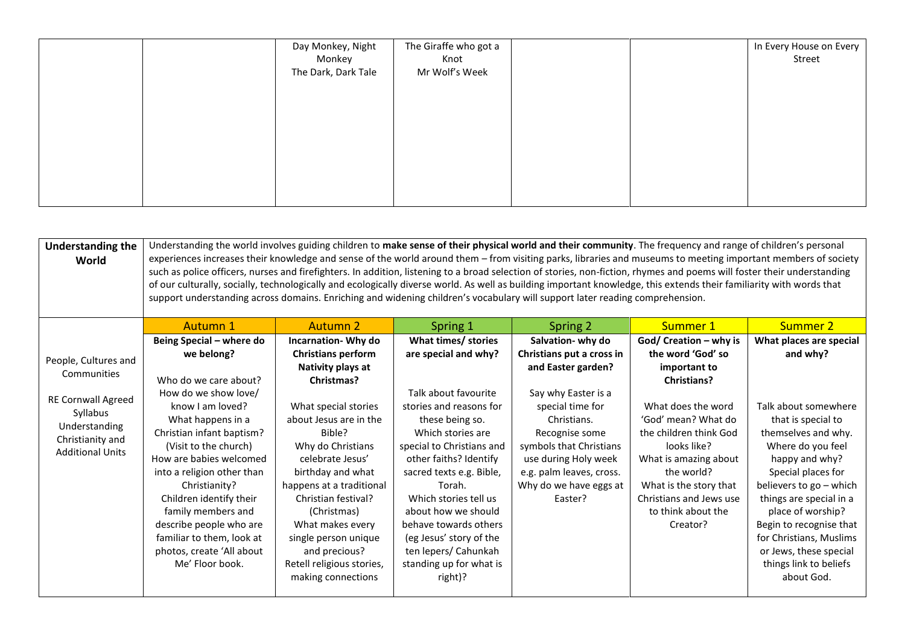| | | | | | | |
|---|---|---|---|---|---|---|
| | | Day Monkey, Night Monkey<br>The Dark, Dark Tale | The Giraffe who got a Knot<br>Mr Wolf's Week | | | In Every House on Every Street |

| **Understanding the World** | Understanding the world involves guiding children to **make sense of their physical world and their community**. The frequency and range of children's personal experiences increases their knowledge and sense of the world around them – from visiting parks, libraries and museums to meeting important members of society such as police officers, nurses and firefighters. In addition, listening to a broad selection of stories, non-fiction, rhymes and poems will foster their understanding of our culturally, socially, technologically and ecologically diverse world. As well as building important knowledge, this extends their familiarity with words that support understanding across domains. Enriching and widening children's vocabulary will support later reading comprehension. | | | | | |
|---|---|---|---|---|---|---|
| | Autumn 1 | Autumn 2 | Spring 1 | Spring 2 | Summer 1 | Summer 2 |
| People, Cultures and Communities<br><br>RE Cornwall Agreed Syllabus Understanding Christianity and Additional Units | **Being Special – where do we belong?**<br><br>Who do we care about?<br>How do we show love/ know I am loved?<br>What happens in a Christian infant baptism? (Visit to the church)<br>How are babies welcomed into a religion other than Christianity?<br>Children identify their family members and describe people who are familiar to them, look at photos, create 'All about Me' Floor book. | **Incarnation- Why do Christians perform Nativity plays at Christmas?**<br><br>What special stories about Jesus are in the Bible?<br>Why do Christians celebrate Jesus' birthday and what happens at a traditional Christian festival? (Christmas)<br>What makes every single person unique and precious?<br>Retell religious stories, making connections | **What times/ stories are special and why?**<br><br>Talk about favourite stories and reasons for these being so.<br>Which stories are special to Christians and other faiths? Identify sacred texts e.g. Bible, Torah.<br>Which stories tell us about how we should behave towards others (eg Jesus' story of the ten lepers/ Cahunkah standing up for what is right)? | **Salvation- why do Christians put a cross in and Easter garden?**<br><br>Say why Easter is a special time for Christians.<br>Recognise some symbols that Christians use during Holy week e.g. palm leaves, cross.<br>Why do we have eggs at Easter? | **God/ Creation – why is the word 'God' so important to Christians?**<br><br>What does the word 'God' mean? What do the children think God looks like?<br>What is amazing about the world?<br>What is the story that Christians and Jews use to think about the Creator? | **What places are special and why?**<br><br>Talk about somewhere that is special to themselves and why.<br>Where do you feel happy and why?<br>Special places for believers to go – which things are special in a place of worship?<br>Begin to recognise that for Christians, Muslims or Jews, these special things link to beliefs about God. |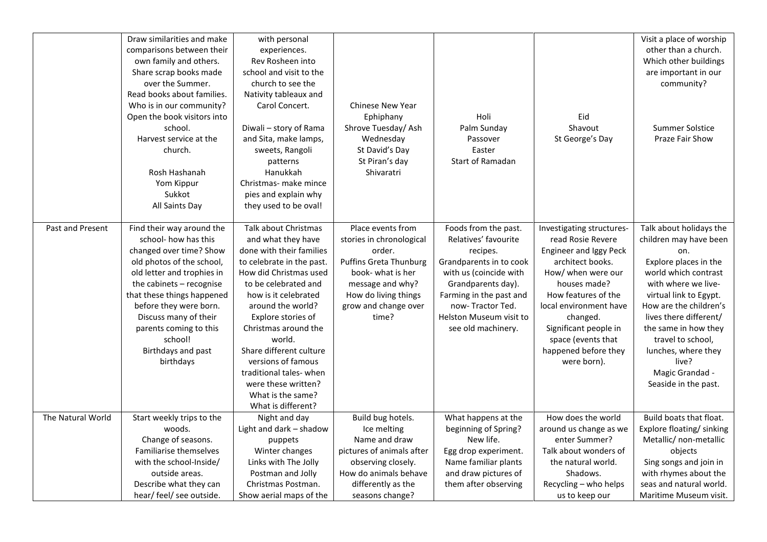| | | | | | | |
|---|---|---|---|---|---|---|
| | Draw similarities and make comparisons between their own family and others. Share scrap books made over the Summer. Read books about families. Who is in our community? Open the book visitors into school. Harvest service at the church. Rosh Hashanah Yom Kippur Sukkot All Saints Day | with personal experiences. Rev Rosheen into school and visit to the church to see the Nativity tableaux and Carol Concert. Diwali – story of Rama and Sita, make lamps, sweets, Rangoli patterns Hanukkah Christmas- make mince pies and explain why they used to be oval! | Chinese New Year Ephiphany Shrove Tuesday/ Ash Wednesday St David's Day St Piran's day Shivaratri | Holi Palm Sunday Passover Easter Start of Ramadan | Eid Shavout St George's Day | Visit a place of worship other than a church. Which other buildings are important in our community? Summer Solstice Praze Fair Show |
| Past and Present | Find their way around the school- how has this changed over time? Show old photos of the school, old letter and trophies in the cabinets – recognise that these things happened before they were born. Discuss many of their parents coming to this school! Birthdays and past birthdays | Talk about Christmas and what they have done with their families to celebrate in the past. How did Christmas used to be celebrated and how is it celebrated around the world? Explore stories of Christmas around the world. Share different culture versions of famous traditional tales- when were these written? What is the same? What is different? | Place events from stories in chronological order. Puffins Greta Thunburg book- what is her message and why? How do living things grow and change over time? | Foods from the past. Relatives' favourite recipes. Grandparents in to cook with us (coincide with Grandparents day). Farming in the past and now- Tractor Ted. Helston Museum visit to see old machinery. | Investigating structures- read Rosie Revere Engineer and Iggy Peck architect books. How/ when were our houses made? How features of the local environment have changed. Significant people in space (events that happened before they were born). | Talk about holidays the children may have been on. Explore places in the world which contrast with where we live- virtual link to Egypt. How are the children's lives there different/ the same in how they travel to school, lunches, where they live? Magic Grandad - Seaside in the past. |
| The Natural World | Start weekly trips to the woods. Change of seasons. Familiarise themselves with the school-Inside/ outside areas. Describe what they can hear/ feel/ see outside. | Night and day Light and dark – shadow puppets Winter changes Links with The Jolly Postman and Jolly Christmas Postman. Show aerial maps of the | Build bug hotels. Ice melting Name and draw pictures of animals after observing closely. How do animals behave differently as the seasons change? | What happens at the beginning of Spring? New life. Egg drop experiment. Name familiar plants and draw pictures of them after observing | How does the world around us change as we enter Summer? Talk about wonders of the natural world. Shadows. Recycling – who helps us to keep our | Build boats that float. Explore floating/ sinking Metallic/ non-metallic objects Sing songs and join in with rhymes about the seas and natural world. Maritime Museum visit. |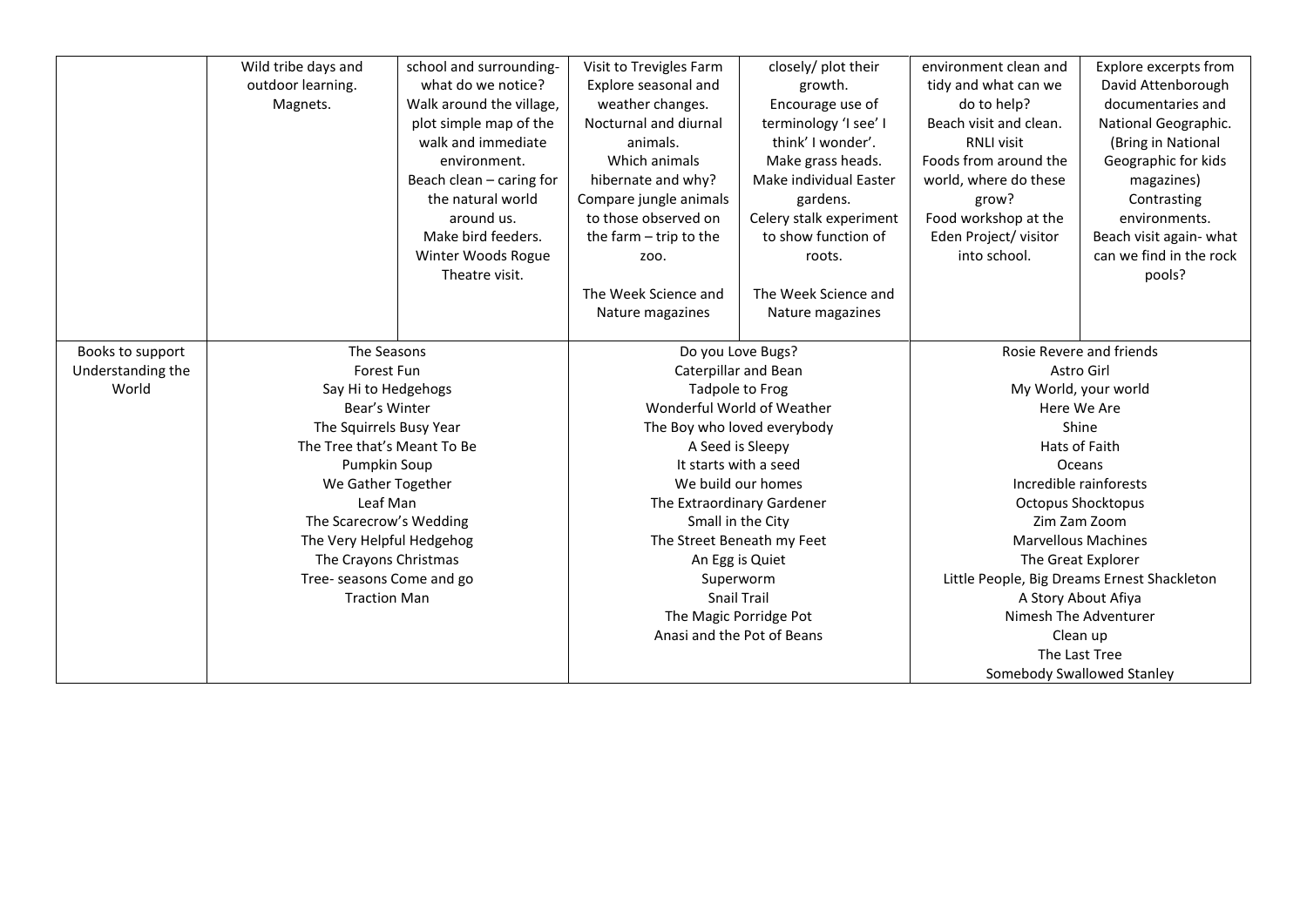|  |  |  |  |  |  |  |
|---|---|---|---|---|---|---|
|  | Wild tribe days and outdoor learning. Magnets. | school and surrounding- what do we notice? Walk around the village, plot simple map of the walk and immediate environment. Beach clean – caring for the natural world around us. Make bird feeders. Winter Woods Rogue Theatre visit. | Visit to Trevigles Farm Explore seasonal and weather changes. Nocturnal and diurnal animals. Which animals hibernate and why? Compare jungle animals to those observed on the farm – trip to the zoo. The Week Science and Nature magazines | closely/ plot their growth. Encourage use of terminology 'I see' I think' I wonder'. Make grass heads. Make individual Easter gardens. Celery stalk experiment to show function of roots. The Week Science and Nature magazines | environment clean and tidy and what can we do to help? Beach visit and clean. RNLI visit Foods from around the world, where do these grow? Food workshop at the Eden Project/ visitor into school. | Explore excerpts from David Attenborough documentaries and National Geographic. (Bring in National Geographic for kids magazines) Contrasting environments. Beach visit again- what can we find in the rock pools? |
| Books to support Understanding the World | The Seasons<br>Forest Fun<br>Say Hi to Hedgehogs<br>Bear's Winter<br>The Squirrels Busy Year<br>The Tree that's Meant To Be<br>Pumpkin Soup<br>We Gather Together<br>Leaf Man<br>The Scarecrow's Wedding<br>The Very Helpful Hedgehog<br>The Crayons Christmas<br>Tree- seasons Come and go<br>Traction Man | | Do you Love Bugs?<br>Caterpillar and Bean<br>Tadpole to Frog<br>Wonderful World of Weather<br>The Boy who loved everybody<br>A Seed is Sleepy<br>It starts with a seed<br>We build our homes<br>The Extraordinary Gardener<br>Small in the City<br>The Street Beneath my Feet<br>An Egg is Quiet<br>Superworm<br>Snail Trail<br>The Magic Porridge Pot<br>Anasi and the Pot of Beans | | Rosie Revere and friends<br>Astro Girl<br>My World, your world<br>Here We Are<br>Shine<br>Hats of Faith<br>Oceans<br>Incredible rainforests<br>Octopus Shocktopus<br>Zim Zam Zoom<br>Marvellous Machines<br>The Great Explorer<br>Little People, Big Dreams Ernest Shackleton<br>A Story About Afiya<br>Nimesh The Adventurer<br>Clean up<br>The Last Tree<br>Somebody Swallowed Stanley | |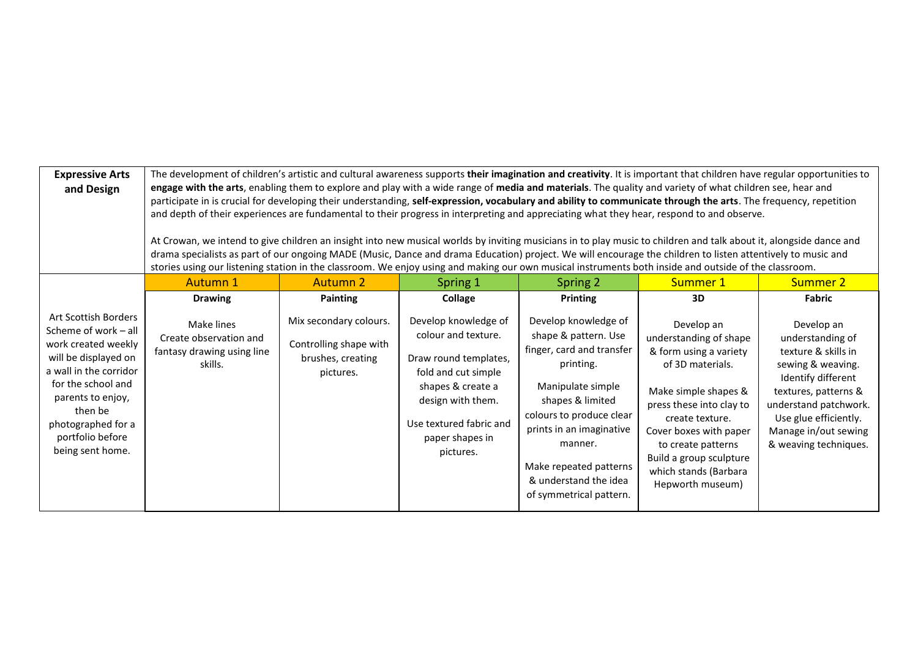| **Expressive Arts and Design** | The development of children's artistic and cultural awareness supports **their imagination and creativity**. It is important that children have regular opportunities to **engage with the arts**, enabling them to explore and play with a wide range of **media and materials**. The quality and variety of what children see, hear and participate in is crucial for developing their understanding, **self-expression, vocabulary and ability to communicate through the arts**. The frequency, repetition and depth of their experiences are fundamental to their progress in interpreting and appreciating what they hear, respond to and observe.<br><br>At Crowan, we intend to give children an insight into new musical worlds by inviting musicians in to play music to children and talk about it, alongside dance and drama specialists as part of our ongoing MADE (Music, Dance and drama Education) project. We will encourage the children to listen attentively to music and stories using our listening station in the classroom. We enjoy using and making our own musical instruments both inside and outside of the classroom. | | | | | |
|---|---|---|---|---|---|---|
| | Autumn 1 | Autumn 2 | Spring 1 | Spring 2 | Summer 1 | Summer 2 |
| Art Scottish Borders Scheme of work – all work created weekly will be displayed on a wall in the corridor for the school and parents to enjoy, then be photographed for a portfolio before being sent home. | **Drawing**<br><br>Make lines<br>Create observation and fantasy drawing using line skills. | **Painting**<br><br>Mix secondary colours.<br><br>Controlling shape with brushes, creating pictures. | **Collage**<br><br>Develop knowledge of colour and texture.<br><br>Draw round templates, fold and cut simple shapes & create a design with them.<br><br>Use textured fabric and paper shapes in pictures. | **Printing**<br><br>Develop knowledge of shape & pattern. Use finger, card and transfer printing.<br><br>Manipulate simple shapes & limited colours to produce clear prints in an imaginative manner.<br><br>Make repeated patterns & understand the idea of symmetrical pattern. | **3D**<br><br>Develop an understanding of shape & form using a variety of 3D materials.<br><br>Make simple shapes & press these into clay to create texture.<br>Cover boxes with paper to create patterns<br>Build a group sculpture which stands (Barbara Hepworth museum) | **Fabric**<br><br>Develop an understanding of texture & skills in sewing & weaving.<br>Identify different textures, patterns & understand patchwork.<br>Use glue efficiently.<br>Manage in/out sewing & weaving techniques. |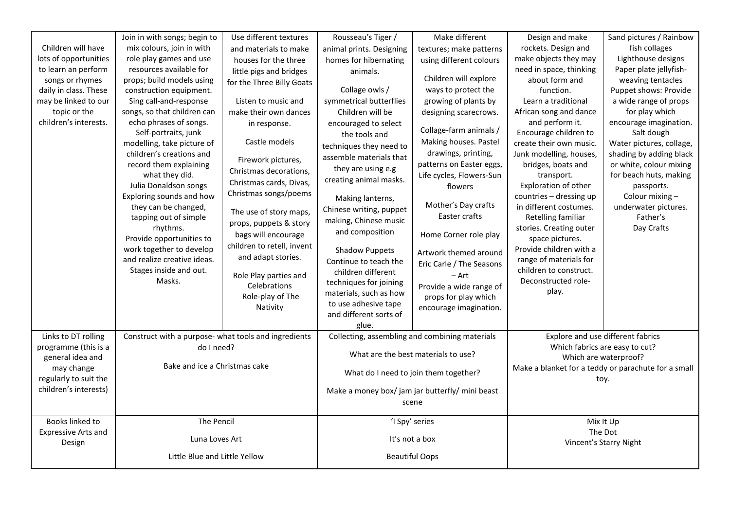| | | | | | | |
|---|---|---|---|---|---|---|
| Children will have lots of opportunities to learn an perform songs or rhymes daily in class. These may be linked to our topic or the children's interests. | Join in with songs; begin to mix colours, join in with role play games and use resources available for props; build models using construction equipment. Sing call-and-response songs, so that children can echo phrases of songs. Self-portraits, junk modelling, take picture of children's creations and record them explaining what they did. Julia Donaldson songs Exploring sounds and how they can be changed, tapping out of simple rhythms. Provide opportunities to work together to develop and realize creative ideas. Stages inside and out. Masks. | Use different textures and materials to make houses for the three little pigs and bridges for the Three Billy Goats<br><br>Listen to music and make their own dances in response.<br><br>Castle models<br><br>Firework pictures, Christmas decorations, Christmas cards, Divas, Christmas songs/poems<br><br>The use of story maps, props, puppets & story bags will encourage children to retell, invent and adapt stories.<br><br>Role Play parties and Celebrations Role-play of The Nativity | Rousseau's Tiger / animal prints. Designing homes for hibernating animals.<br><br>Collage owls / symmetrical butterflies Children will be encouraged to select the tools and techniques they need to assemble materials that they are using e.g creating animal masks.<br><br>Making lanterns, Chinese writing, puppet making, Chinese music and composition<br><br>Shadow Puppets Continue to teach the children different techniques for joining materials, such as how to use adhesive tape and different sorts of glue. | Make different textures; make patterns using different colours<br><br>Children will explore ways to protect the growing of plants by designing scarecrows.<br><br>Collage-farm animals / Making houses. Pastel drawings, printing, patterns on Easter eggs, Life cycles, Flowers-Sun flowers<br><br>Mother's Day crafts Easter crafts<br><br>Home Corner role play<br><br>Artwork themed around Eric Carle / The Seasons – Art Provide a wide range of props for play which encourage imagination. | Design and make rockets. Design and make objects they may need in space, thinking about form and function. Learn a traditional African song and dance and perform it. Encourage children to create their own music. Junk modelling, houses, bridges, boats and transport. Exploration of other countries – dressing up in different costumes. Retelling familiar stories. Creating outer space pictures. Provide children with a range of materials for children to construct. Deconstructed role-play. | Sand pictures / Rainbow fish collages Lighthouse designs Paper plate jellyfish- weaving tentacles Puppet shows: Provide a wide range of props for play which encourage imagination. Salt dough Water pictures, collage, shading by adding black or white, colour mixing for beach huts, making passports. Colour mixing – underwater pictures. Father's Day Crafts |
| Links to DT rolling programme (this is a general idea and may change regularly to suit the children's interests) | Construct with a purpose- what tools and ingredients do I need?<br><br>Bake and ice a Christmas cake | | Collecting, assembling and combining materials<br><br>What are the best materials to use?<br><br>What do I need to join them together?<br><br>Make a money box/ jam jar butterfly/ mini beast scene | | Explore and use different fabrics<br>Which fabrics are easy to cut?<br>Which are waterproof?<br>Make a blanket for a teddy or parachute for a small toy. | |
| Books linked to Expressive Arts and Design | The Pencil<br><br>Luna Loves Art<br><br>Little Blue and Little Yellow | | 'I Spy' series<br><br>It's not a box<br><br>Beautiful Oops | | Mix It Up<br>The Dot<br>Vincent's Starry Night | |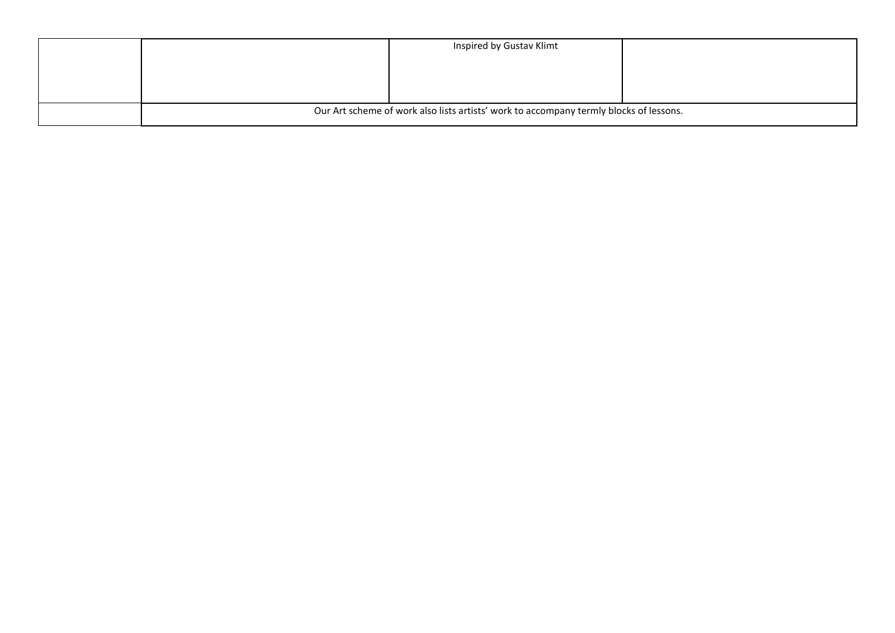| | | | |
|---|---|---|---|
| | | Inspired by Gustav Klimt | |
| | Our Art scheme of work also lists artists' work to accompany termly blocks of lessons. | | |